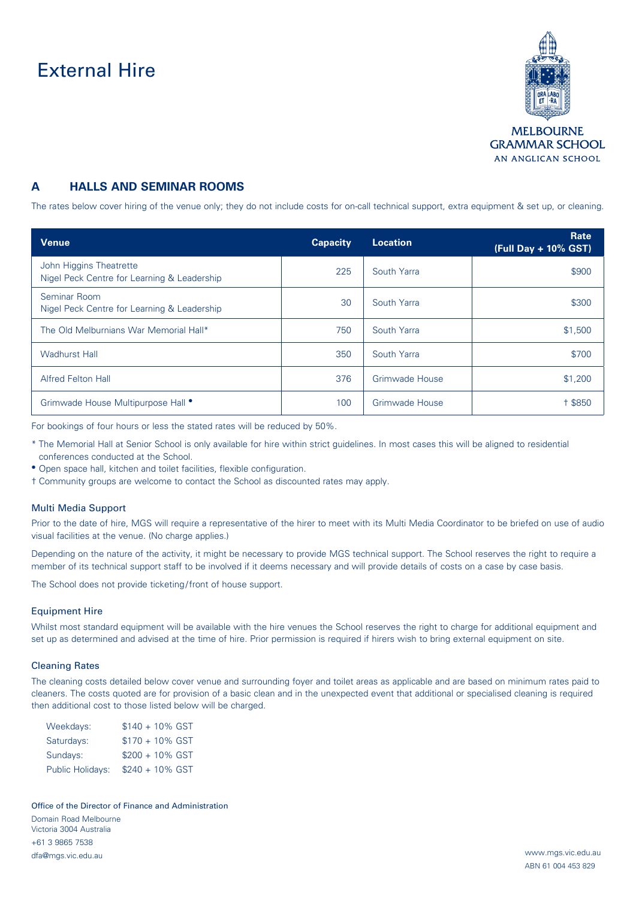# External Hire

MELBOURNE GRAMMAR SCHOOL
AN ANGLICAN SCHOOL

## A HALLS AND SEMINAR ROOMS

The rates below cover hiring of the venue only; they do not include costs for on-call technical support, extra equipment & set up, or cleaning.

| Venue | Capacity | Location | Rate (Full Day + 10% GST) |
|---|---|---|---|
| John Higgins Theatrette<br>Nigel Peck Centre for Learning & Leadership | 225 | South Yarra | $900 |
| Seminar Room<br>Nigel Peck Centre for Learning & Leadership | 30 | South Yarra | $300 |
| The Old Melburnians War Memorial Hall* | 750 | South Yarra | $1,500 |
| Wadhurst Hall | 350 | South Yarra | $700 |
| Alfred Felton Hall | 376 | Grimwade House | $1,200 |
| Grimwade House Multipurpose Hall • | 100 | Grimwade House | † $850 |

For bookings of four hours or less the stated rates will be reduced by 50%.

\* The Memorial Hall at Senior School is only available for hire within strict guidelines. In most cases this will be aligned to residential conferences conducted at the School.

• Open space hall, kitchen and toilet facilities, flexible configuration.

† Community groups are welcome to contact the School as discounted rates may apply.

### Multi Media Support

Prior to the date of hire, MGS will require a representative of the hirer to meet with its Multi Media Coordinator to be briefed on use of audio visual facilities at the venue. (No charge applies.)

Depending on the nature of the activity, it might be necessary to provide MGS technical support. The School reserves the right to require a member of its technical support staff to be involved if it deems necessary and will provide details of costs on a case by case basis.

The School does not provide ticketing/front of house support.

### Equipment Hire

Whilst most standard equipment will be available with the hire venues the School reserves the right to charge for additional equipment and set up as determined and advised at the time of hire. Prior permission is required if hirers wish to bring external equipment on site.

### Cleaning Rates

The cleaning costs detailed below cover venue and surrounding foyer and toilet areas as applicable and are based on minimum rates paid to cleaners. The costs quoted are for provision of a basic clean and in the unexpected event that additional or specialised cleaning is required then additional cost to those listed below will be charged.

| | |
|---|---|
| Weekdays: | $140 + 10% GST |
| Saturdays: | $170 + 10% GST |
| Sundays: | $200 + 10% GST |
| Public Holidays: | $240 + 10% GST |

Office of the Director of Finance and Administration

Domain Road Melbourne
Victoria 3004 Australia
+61 3 9865 7538
dfa@mgs.vic.edu.au

www.mgs.vic.edu.au
ABN 61 004 453 829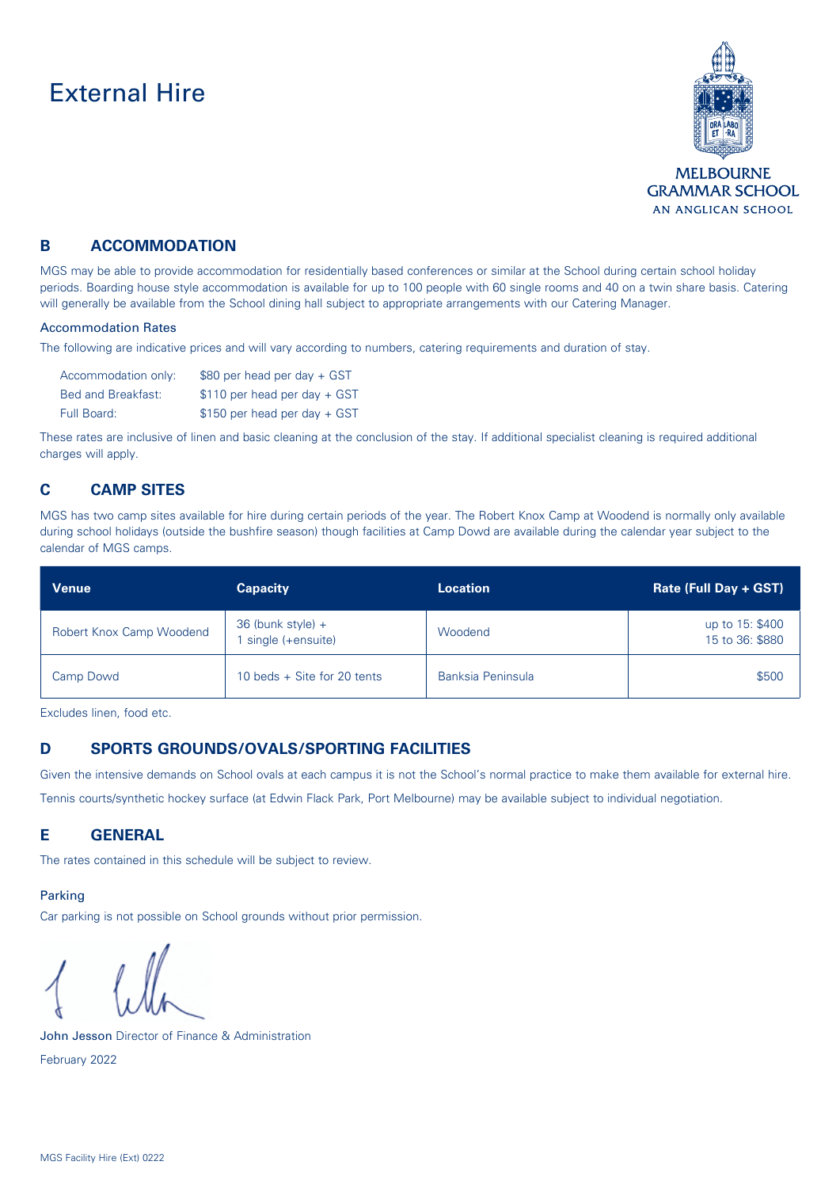# External Hire

MELBOURNE GRAMMAR SCHOOL
AN ANGLICAN SCHOOL

## B ACCOMMODATION

MGS may be able to provide accommodation for residentially based conferences or similar at the School during certain school holiday periods. Boarding house style accommodation is available for up to 100 people with 60 single rooms and 40 on a twin share basis. Catering will generally be available from the School dining hall subject to appropriate arrangements with our Catering Manager.

### Accommodation Rates

The following are indicative prices and will vary according to numbers, catering requirements and duration of stay.

| | |
|---|---|
| Accommodation only: | $80 per head per day + GST |
| Bed and Breakfast: | $110 per head per day + GST |
| Full Board: | $150 per head per day + GST |

These rates are inclusive of linen and basic cleaning at the conclusion of the stay. If additional specialist cleaning is required additional charges will apply.

## C CAMP SITES

MGS has two camp sites available for hire during certain periods of the year. The Robert Knox Camp at Woodend is normally only available during school holidays (outside the bushfire season) though facilities at Camp Dowd are available during the calendar year subject to the calendar of MGS camps.

| Venue | Capacity | Location | Rate (Full Day + GST) |
|---|---|---|---|
| Robert Knox Camp Woodend | 36 (bunk style) + 1 single (+ensuite) | Woodend | up to 15: $400<br>15 to 36: $880 |
| Camp Dowd | 10 beds + Site for 20 tents | Banksia Peninsula | $500 |

Excludes linen, food etc.

## D SPORTS GROUNDS/OVALS/SPORTING FACILITIES

Given the intensive demands on School ovals at each campus it is not the School's normal practice to make them available for external hire.

Tennis courts/synthetic hockey surface (at Edwin Flack Park, Port Melbourne) may be available subject to individual negotiation.

## E GENERAL

The rates contained in this schedule will be subject to review.

### Parking

Car parking is not possible on School grounds without prior permission.

John Jesson Director of Finance & Administration

February 2022

MGS Facility Hire (Ext) 0222